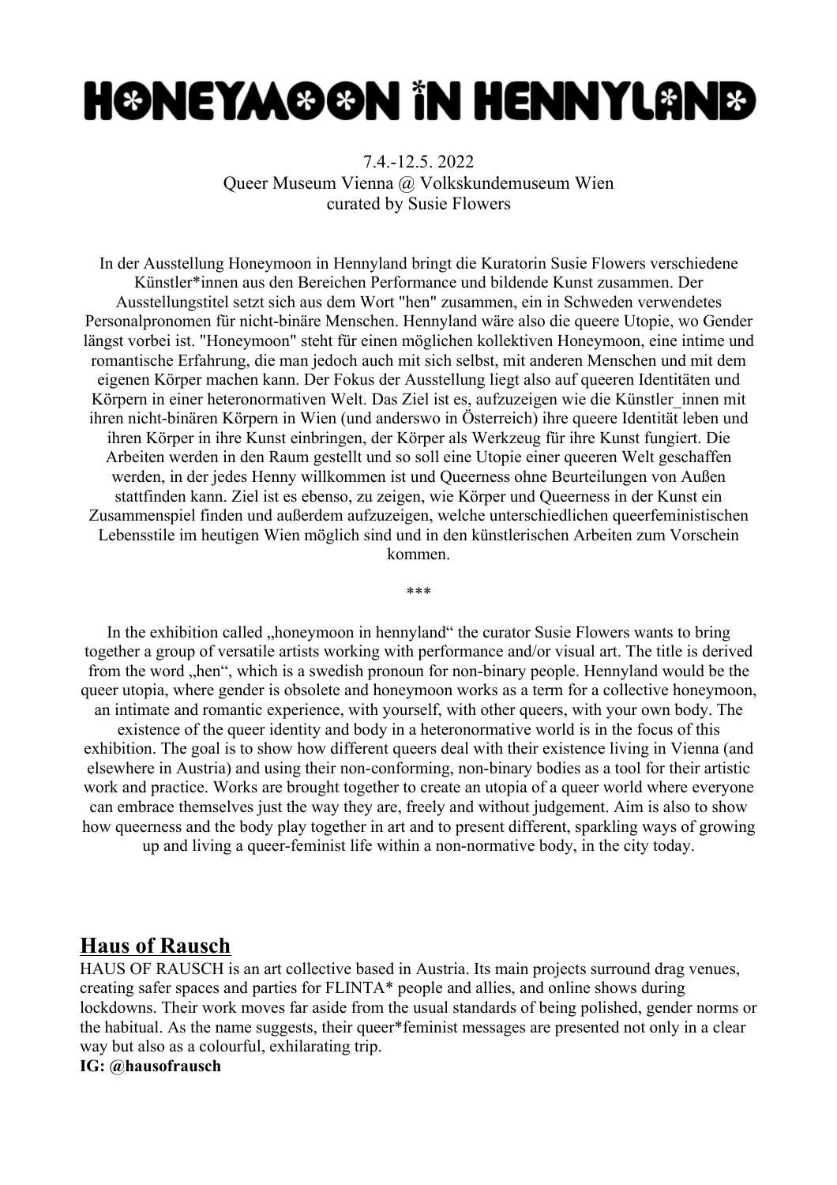# HONEYMOON IN HENNYLAND

7.4.-12.5. 2022
Queer Museum Vienna @ Volkskundemuseum Wien
curated by Susie Flowers

In der Ausstellung Honeymoon in Hennyland bringt die Kuratorin Susie Flowers verschiedene Künstler*innen aus den Bereichen Performance und bildende Kunst zusammen. Der Ausstellungstitel setzt sich aus dem Wort "hen" zusammen, ein in Schweden verwendetes Personalpronomen für nicht-binäre Menschen. Hennyland wäre also die queere Utopie, wo Gender längst vorbei ist. "Honeymoon" steht für einen möglichen kollektiven Honeymoon, eine intime und romantische Erfahrung, die man jedoch auch mit sich selbst, mit anderen Menschen und mit dem eigenen Körper machen kann. Der Fokus der Ausstellung liegt also auf queeren Identitäten und Körpern in einer heteronormativen Welt. Das Ziel ist es, aufzuzeigen wie die Künstler_innen mit ihren nicht-binären Körpern in Wien (und anderswo in Österreich) ihre queere Identität leben und ihren Körper in ihre Kunst einbringen, der Körper als Werkzeug für ihre Kunst fungiert. Die Arbeiten werden in den Raum gestellt und so soll eine Utopie einer queeren Welt geschaffen werden, in der jedes Henny willkommen ist und Queerness ohne Beurteilungen von Außen stattfinden kann. Ziel ist es ebenso, zu zeigen, wie Körper und Queerness in der Kunst ein Zusammenspiel finden und außerdem aufzuzeigen, welche unterschiedlichen queerfeministischen Lebensstile im heutigen Wien möglich sind und in den künstlerischen Arbeiten zum Vorschein kommen.

***

In the exhibition called „honeymoon in hennyland" the curator Susie Flowers wants to bring together a group of versatile artists working with performance and/or visual art. The title is derived from the word „hen", which is a swedish pronoun for non-binary people. Hennyland would be the queer utopia, where gender is obsolete and honeymoon works as a term for a collective honeymoon, an intimate and romantic experience, with yourself, with other queers, with your own body. The existence of the queer identity and body in a heteronormative world is in the focus of this exhibition. The goal is to show how different queers deal with their existence living in Vienna (and elsewhere in Austria) and using their non-conforming, non-binary bodies as a tool for their artistic work and practice. Works are brought together to create an utopia of a queer world where everyone can embrace themselves just the way they are, freely and without judgement. Aim is also to show how queerness and the body play together in art and to present different, sparkling ways of growing up and living a queer-feminist life within a non-normative body, in the city today.

## Haus of Rausch

HAUS OF RAUSCH is an art collective based in Austria. Its main projects surround drag venues, creating safer spaces and parties for FLINTA* people and allies, and online shows during lockdowns. Their work moves far aside from the usual standards of being polished, gender norms or the habitual. As the name suggests, their queer*feminist messages are presented not only in a clear way but also as a colourful, exhilarating trip.

**IG: @hausofrausch**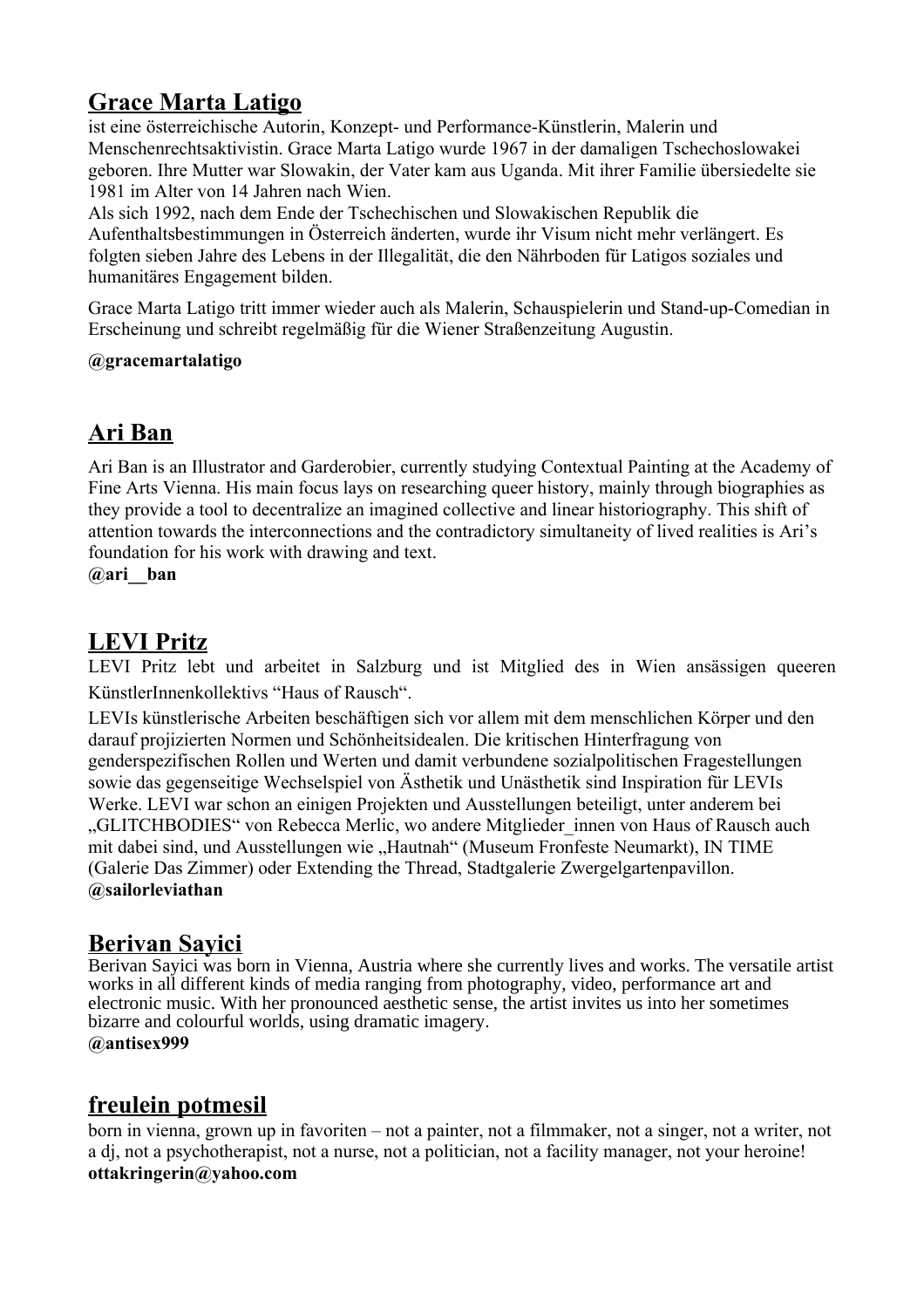## Grace Marta Latigo

ist eine österreichische Autorin, Konzept- und Performance-Künstlerin, Malerin und Menschenrechtsaktivistin. Grace Marta Latigo wurde 1967 in der damaligen Tschechoslowakei geboren. Ihre Mutter war Slowakin, der Vater kam aus Uganda. Mit ihrer Familie übersiedelte sie 1981 im Alter von 14 Jahren nach Wien.
Als sich 1992, nach dem Ende der Tschechischen und Slowakischen Republik die Aufenthaltsbestimmungen in Österreich änderten, wurde ihr Visum nicht mehr verlängert. Es folgten sieben Jahre des Lebens in der Illegalität, die den Nährboden für Latigos soziales und humanitäres Engagement bilden.

Grace Marta Latigo tritt immer wieder auch als Malerin, Schauspielerin und Stand-up-Comedian in Erscheinung und schreibt regelmäßig für die Wiener Straßenzeitung Augustin.

**@gracemartalatigo**

## Ari Ban

Ari Ban is an Illustrator and Garderobier, currently studying Contextual Painting at the Academy of Fine Arts Vienna. His main focus lays on researching queer history, mainly through biographies as they provide a tool to decentralize an imagined collective and linear historiography. This shift of attention towards the interconnections and the contradictory simultaneity of lived realities is Ari's foundation for his work with drawing and text.
**@ari__ban**

## LEVI Pritz

LEVI Pritz lebt und arbeitet in Salzburg und ist Mitglied des in Wien ansässigen queeren KünstlerInnenkollektivs "Haus of Rausch".

LEVIs künstlerische Arbeiten beschäftigen sich vor allem mit dem menschlichen Körper und den darauf projizierten Normen und Schönheitsidealen. Die kritischen Hinterfragung von genderspezifischen Rollen und Werten und damit verbundene sozialpolitischen Fragestellungen sowie das gegenseitige Wechselspiel von Ästhetik und Unästhetik sind Inspiration für LEVIs Werke. LEVI war schon an einigen Projekten und Ausstellungen beteiligt, unter anderem bei „GLITCHBODIES" von Rebecca Merlic, wo andere Mitglieder_innen von Haus of Rausch auch mit dabei sind, und Ausstellungen wie „Hautnah" (Museum Fronfeste Neumarkt), IN TIME (Galerie Das Zimmer) oder Extending the Thread, Stadtgalerie Zwergelgartenpavillon.
**@sailorleviathan**

## Berivan Sayici

Berivan Sayici was born in Vienna, Austria where she currently lives and works. The versatile artist works in all different kinds of media ranging from photography, video, performance art and electronic music. With her pronounced aesthetic sense, the artist invites us into her sometimes bizarre and colourful worlds, using dramatic imagery.
**@antisex999**

## freulein potmesil

born in vienna, grown up in favoriten – not a painter, not a filmmaker, not a singer, not a writer, not a dj, not a psychotherapist, not a nurse, not a politician, not a facility manager, not your heroine!
**ottakringerin@yahoo.com**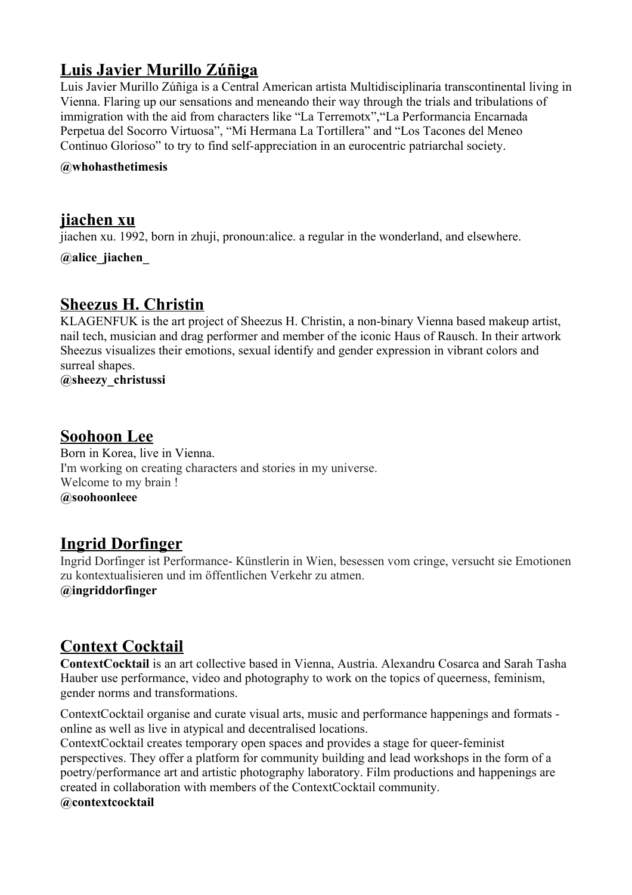## Luis Javier Murillo Zúñiga

Luis Javier Murillo Zúñiga is a Central American artista Multidisciplinaria transcontinental living in Vienna. Flaring up our sensations and meneando their way through the trials and tribulations of immigration with the aid from characters like "La Terremotx","La Performancia Encarnada Perpetua del Socorro Virtuosa", "Mi Hermana La Tortillera" and "Los Tacones del Meneo Continuo Glorioso" to try to find self-appreciation in an eurocentric patriarchal society.

**@whohasthetimesis**

## jiachen xu

jiachen xu. 1992, born in zhuji, pronoun:alice. a regular in the wonderland, and elsewhere.

**@alice_jiachen_**

## Sheezus H. Christin

KLAGENFUK is the art project of Sheezus H. Christin, a non-binary Vienna based makeup artist, nail tech, musician and drag performer and member of the iconic Haus of Rausch. In their artwork Sheezus visualizes their emotions, sexual identify and gender expression in vibrant colors and surreal shapes.

**@sheezy_christussi**

## Soohoon Lee

Born in Korea, live in Vienna.
I'm working on creating characters and stories in my universe.
Welcome to my brain !

**@soohoonleee**

## Ingrid Dorfinger

Ingrid Dorfinger ist Performance- Künstlerin in Wien, besessen vom cringe, versucht sie Emotionen zu kontextualisieren und im öffentlichen Verkehr zu atmen.

**@ingriddorfinger**

## Context Cocktail

**ContextCocktail** is an art collective based in Vienna, Austria. Alexandru Cosarca and Sarah Tasha Hauber use performance, video and photography to work on the topics of queerness, feminism, gender norms and transformations.

ContextCocktail organise and curate visual arts, music and performance happenings and formats - online as well as live in atypical and decentralised locations.
ContextCocktail creates temporary open spaces and provides a stage for queer-feminist perspectives. They offer a platform for community building and lead workshops in the form of a poetry/performance art and artistic photography laboratory. Film productions and happenings are created in collaboration with members of the ContextCocktail community.

**@contextcocktail**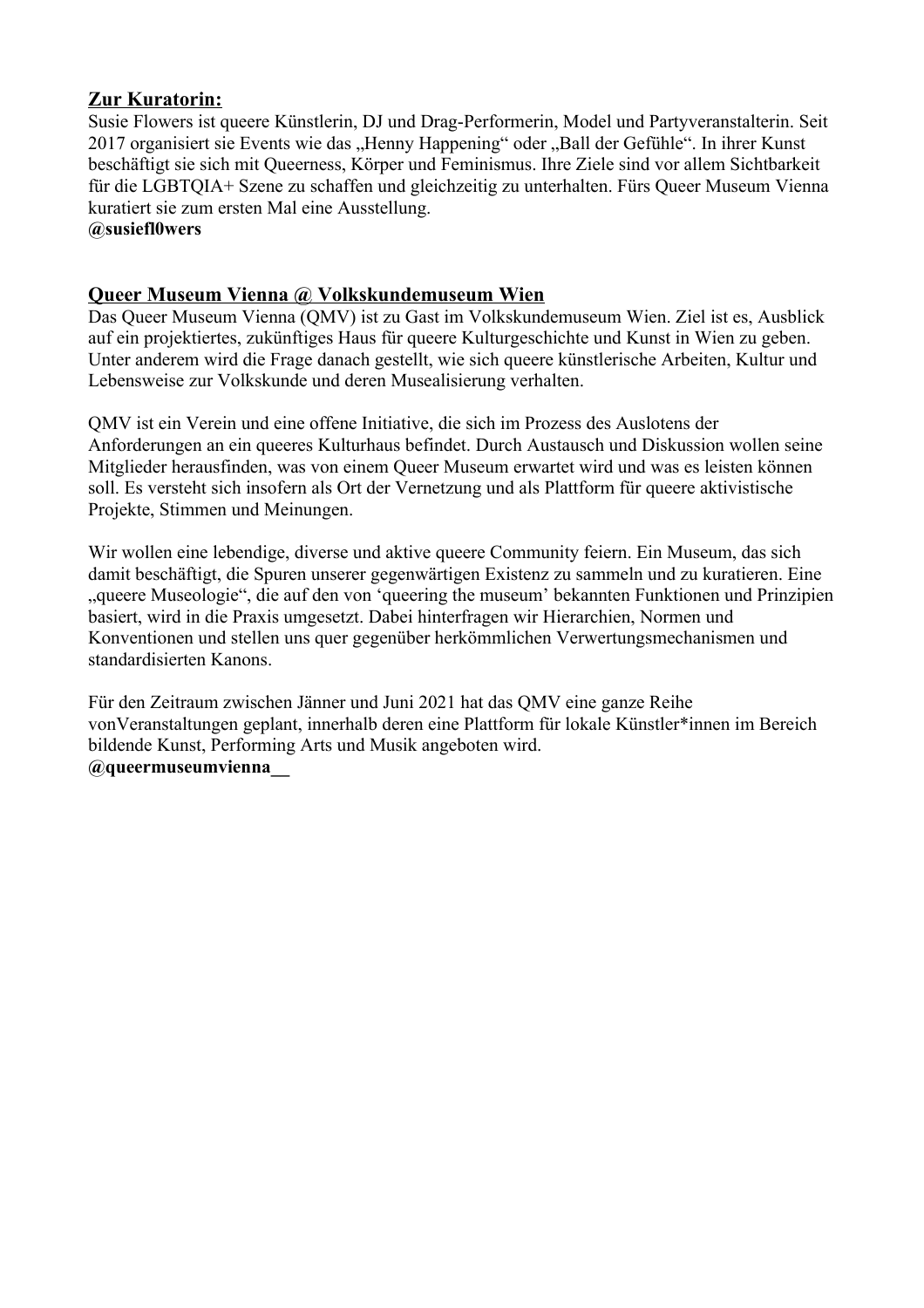## Zur Kuratorin:

Susie Flowers ist queere Künstlerin, DJ und Drag-Performerin, Model und Partyveranstalterin. Seit 2017 organisiert sie Events wie das „Henny Happening" oder „Ball der Gefühle". In ihrer Kunst beschäftigt sie sich mit Queerness, Körper und Feminismus. Ihre Ziele sind vor allem Sichtbarkeit für die LGBTQIA+ Szene zu schaffen und gleichzeitig zu unterhalten. Fürs Queer Museum Vienna kuratiert sie zum ersten Mal eine Ausstellung.
**@susiefl0wers**

## Queer Museum Vienna @ Volkskundemuseum Wien

Das Queer Museum Vienna (QMV) ist zu Gast im Volkskundemuseum Wien. Ziel ist es, Ausblick auf ein projektiertes, zukünftiges Haus für queere Kulturgeschichte und Kunst in Wien zu geben. Unter anderem wird die Frage danach gestellt, wie sich queere künstlerische Arbeiten, Kultur und Lebensweise zur Volkskunde und deren Musealisierung verhalten.

QMV ist ein Verein und eine offene Initiative, die sich im Prozess des Auslotens der Anforderungen an ein queeres Kulturhaus befindet. Durch Austausch und Diskussion wollen seine Mitglieder herausfinden, was von einem Queer Museum erwartet wird und was es leisten können soll. Es versteht sich insofern als Ort der Vernetzung und als Plattform für queere aktivistische Projekte, Stimmen und Meinungen.

Wir wollen eine lebendige, diverse und aktive queere Community feiern. Ein Museum, das sich damit beschäftigt, die Spuren unserer gegenwärtigen Existenz zu sammeln und zu kuratieren. Eine „queere Museologie", die auf den von 'queering the museum' bekannten Funktionen und Prinzipien basiert, wird in die Praxis umgesetzt. Dabei hinterfragen wir Hierarchien, Normen und Konventionen und stellen uns quer gegenüber herkömmlichen Verwertungsmechanismen und standardisierten Kanons.

Für den Zeitraum zwischen Jänner und Juni 2021 hat das QMV eine ganze Reihe vonVeranstaltungen geplant, innerhalb deren eine Plattform für lokale Künstler*innen im Bereich bildende Kunst, Performing Arts und Musik angeboten wird.
**@queermuseumvienna__**